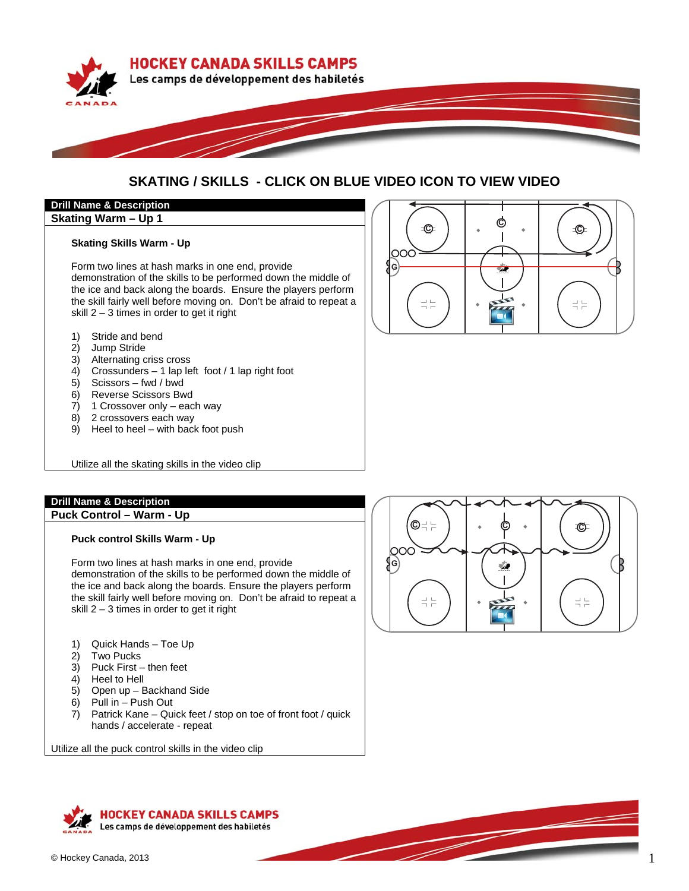## SKATING / SKILLS - CLICK ON BLUE VIDEO ICON TO VIEW VIDEO

**Drill Name & Description**

**Skating Warm – Up 1**

**Skating Skills Warm - Up**

Form two lines at hash marks in one end, provide demonstration of the skills to be performed down the middle of the ice and back along the boards. Ensure the players perform the skill fairly well before moving on. Don't be afraid to repeat a skill 2 – 3 times in order to get it right

1) Stride and bend
2) Jump Stride
3) Alternating criss cross
4) Crossunders – 1 lap left foot / 1 lap right foot
5) Scissors – fwd / bwd
6) Reverse Scissors Bwd
7) 1 Crossover only – each way
8) 2 crossovers each way
9) Heel to heel – with back foot push

Utilize all the skating skills in the video clip

**Drill Name & Description**

**Puck Control – Warm - Up**

**Puck control Skills Warm - Up**

Form two lines at hash marks in one end, provide demonstration of the skills to be performed down the middle of the ice and back along the boards. Ensure the players perform the skill fairly well before moving on. Don't be afraid to repeat a skill 2 – 3 times in order to get it right

1) Quick Hands – Toe Up
2) Two Pucks
3) Puck First – then feet
4) Heel to Hell
5) Open up – Backhand Side
6) Pull in – Push Out
7) Patrick Kane – Quick feet / stop on toe of front foot / quick hands / accelerate - repeat

Utilize all the puck control skills in the video clip

© Hockey Canada, 2013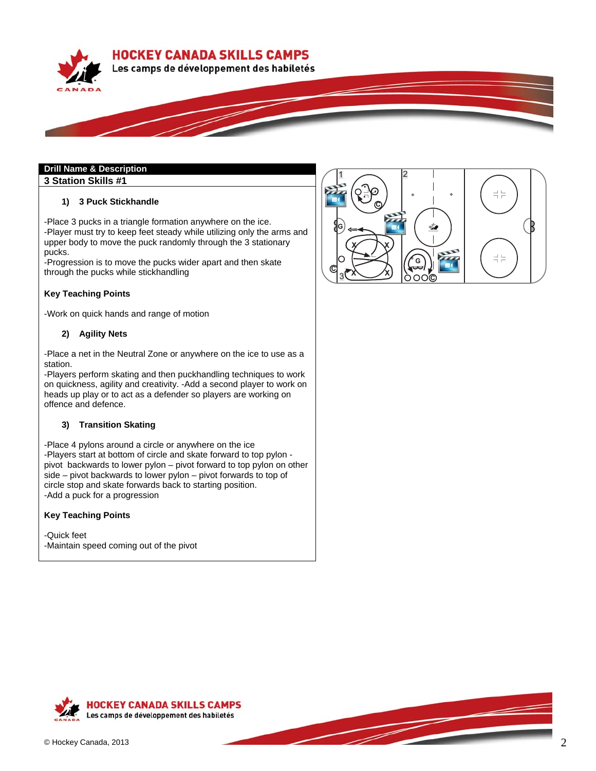**Drill Name & Description**

**3 Station Skills #1**

**1) 3 Puck Stickhandle**

-Place 3 pucks in a triangle formation anywhere on the ice.
-Player must try to keep feet steady while utilizing only the arms and upper body to move the puck randomly through the 3 stationary pucks.
-Progression is to move the pucks wider apart and then skate through the pucks while stickhandling

**Key Teaching Points**

-Work on quick hands and range of motion

**2) Agility Nets**

-Place a net in the Neutral Zone or anywhere on the ice to use as a station.
-Players perform skating and then puckhandling techniques to work on quickness, agility and creativity. -Add a second player to work on heads up play or to act as a defender so players are working on offence and defence.

**3) Transition Skating**

-Place 4 pylons around a circle or anywhere on the ice
-Players start at bottom of circle and skate forward to top pylon - pivot backwards to lower pylon – pivot forward to top pylon on other side – pivot backwards to lower pylon – pivot forwards to top of circle stop and skate forwards back to starting position.
-Add a puck for a progression

**Key Teaching Points**

-Quick feet
-Maintain speed coming out of the pivot

© Hockey Canada, 2013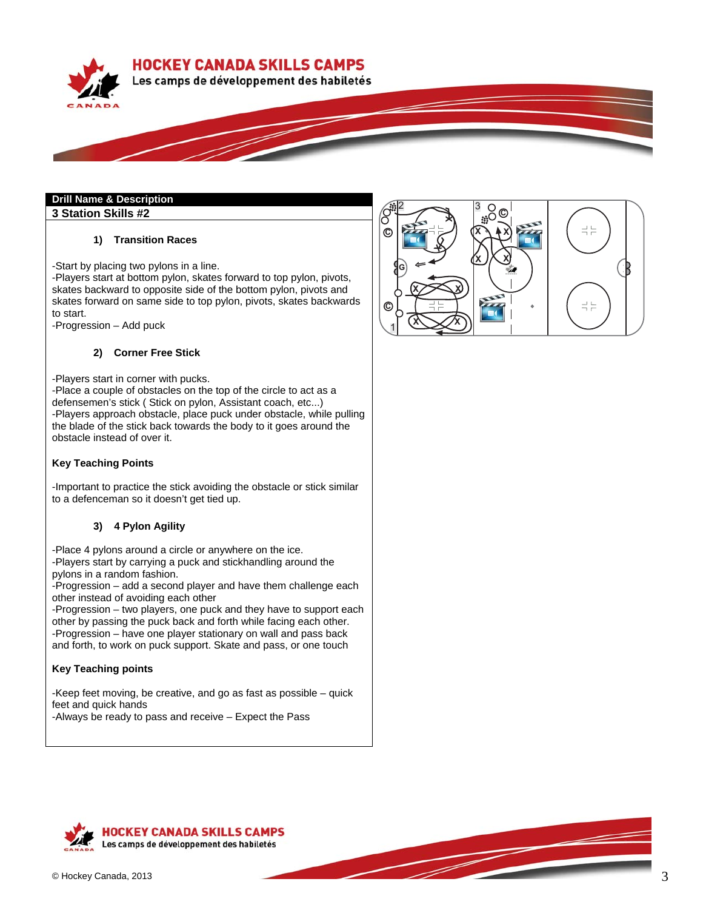**Drill Name & Description**

**3 Station Skills #2**

### 1) Transition Races

-Start by placing two pylons in a line.
-Players start at bottom pylon, skates forward to top pylon, pivots, skates backward to opposite side of the bottom pylon, pivots and skates forward on same side to top pylon, pivots, skates backwards to start.
-Progression – Add puck

### 2) Corner Free Stick

-Players start in corner with pucks.
-Place a couple of obstacles on the top of the circle to act as a defensemen's stick ( Stick on pylon, Assistant coach, etc...)
-Players approach obstacle, place puck under obstacle, while pulling the blade of the stick back towards the body to it goes around the obstacle instead of over it.

**Key Teaching Points**

-Important to practice the stick avoiding the obstacle or stick similar to a defenceman so it doesn't get tied up.

### 3) 4 Pylon Agility

-Place 4 pylons around a circle or anywhere on the ice.
-Players start by carrying a puck and stickhandling around the pylons in a random fashion.
-Progression – add a second player and have them challenge each other instead of avoiding each other
-Progression – two players, one puck and they have to support each other by passing the puck back and forth while facing each other.
-Progression – have one player stationary on wall and pass back and forth, to work on puck support. Skate and pass, or one touch

**Key Teaching points**

-Keep feet moving, be creative, and go as fast as possible – quick feet and quick hands
-Always be ready to pass and receive – Expect the Pass